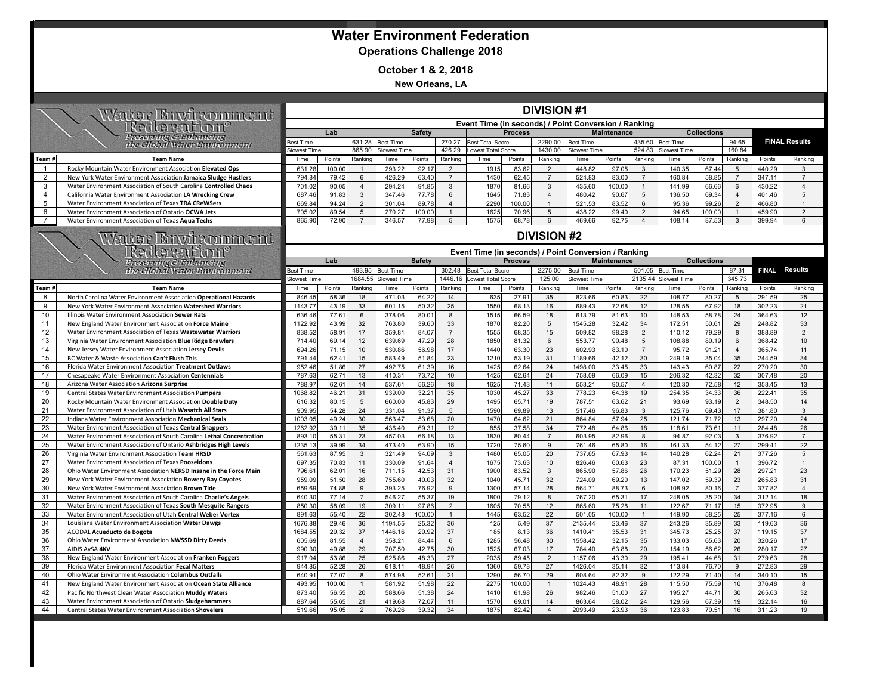# Water Environment Federation

## Operations Challenge 2018

**October 1 & 2, 2018**

**New Orleans, LA**

## DIVISION #1

Event Time (in seconds) / Point Conversion / Ranking

| Team # | Team Name | Lab | | | Safety | | | Process | | | Maintenance | | | Collections | | | FINAL Results | |
|---|---|---|---|---|---|---|---|---|---|---|---|---|---|---|---|---|---|---|
| | | Best Time | | 631.28 | Best Time | | 270.27 | Best Total Score | | 2290.00 | Best Time | | 435.60 | Best Time | | 94.65 | | |
| | | Slowest Time | | 865.90 | Slowest Time | | 426.29 | Lowest Total Score | | 1430.00 | Slowest Time | | 524.83 | Slowest Time | | 160.84 | | |
| | | Time | Points | Ranking | Time | Points | Ranking | Time | Points | Ranking | Time | Points | Ranking | Time | Points | Ranking | Points | Ranking |
| 1 | Rocky Mountain Water Environment Association **Elevated Ops** | 631.28 | 100.00 | 1 | 293.22 | 92.17 | 2 | 1915 | 83.62 | 2 | 448.82 | 97.05 | 3 | 140.35 | 67.44 | 5 | 440.29 | 3 |
| 2 | New York Water Environment Association **Jamaica Sludge Hustlers** | 794.84 | 79.42 | 6 | 426.29 | 63.40 | 7 | 1430 | 62.45 | 7 | 524.83 | 83.00 | 7 | 160.84 | 58.85 | 7 | 347.11 | 7 |
| 3 | Water Environment Association of South Carolina **Controlled Chaos** | 701.02 | 90.05 | 4 | 294.24 | 91.85 | 3 | 1870 | 81.66 | 3 | 435.60 | 100.00 | 1 | 141.99 | 66.66 | 6 | 430.22 | 4 |
| 4 | California Water Environment Association **LA Wrecking Crew** | 687.46 | 91.83 | 3 | 347.46 | 77.78 | 6 | 1645 | 71.83 | 4 | 480.42 | 90.67 | 5 | 136.50 | 69.34 | 4 | 401.46 | 5 |
| 5 | Water Environment Association of Texas **TRA CReWSers** | 669.84 | 94.24 | 2 | 301.04 | 89.78 | 4 | 2290 | 100.00 | 1 | 521.53 | 83.52 | 6 | 95.36 | 99.26 | 2 | 466.80 | 1 |
| 6 | Water Environment Association of Ontario **OCWA Jets** | 705.02 | 89.54 | 5 | 270.27 | 100.00 | 1 | 1625 | 70.96 | 5 | 438.22 | 99.40 | 2 | 94.65 | 100.00 | 1 | 459.90 | 2 |
| 7 | Water Environment Association of Texas **Aqua Techs** | 865.90 | 72.90 | 7 | 346.57 | 77.98 | 5 | 1575 | 68.78 | 6 | 469.66 | 92.75 | 4 | 108.14 | 87.53 | 3 | 399.94 | 6 |

## DIVISION #2

Event Time (in seconds) / Point Conversion / Ranking

| Team # | Team Name | Lab | | | Safety | | | Process | | | Maintenance | | | Collections | | | FINAL Results | |
|---|---|---|---|---|---|---|---|---|---|---|---|---|---|---|---|---|---|---|
| | | Best Time | | 493.95 | Best Time | | 302.48 | Best Total Score | | 2275.00 | Best Time | | 501.05 | Best Time | | 87.31 | | |
| | | Slowest Time | | 1684.55 | Slowest Time | | 1446.16 | Lowest Total Score | | 125.00 | Slowest Time | | 2135.44 | Slowest Time | | 345.73 | | |
| | | Time | Points | Ranking | Time | Points | Ranking | Time | Points | Ranking | Time | Points | Ranking | Time | Points | Ranking | Points | Ranking |
| 8 | North Carolina Water Environment Association **Operational Hazards** | 846.45 | 58.36 | 18 | 471.03 | 64.22 | 14 | 635 | 27.91 | 35 | 823.66 | 60.83 | 22 | 108.77 | 80.27 | 5 | 291.59 | 25 |
| 9 | New York Water Environment Association **Watershed Warriors** | 1143.77 | 43.19 | 33 | 601.15 | 50.32 | 25 | 1550 | 68.13 | 16 | 689.43 | 72.68 | 12 | 128.55 | 67.92 | 18 | 302.23 | 21 |
| 10 | Illinois Water Environment Association **Sewer Rats** | 636.46 | 77.61 | 6 | 378.06 | 80.01 | 8 | 1515 | 66.59 | 18 | 613.79 | 81.63 | 10 | 148.53 | 58.78 | 24 | 364.63 | 12 |
| 11 | New England Water Environment Association **Force Maine** | 1122.92 | 43.99 | 32 | 763.80 | 39.60 | 33 | 1870 | 82.20 | 5 | 1545.28 | 32.42 | 34 | 172.51 | 50.61 | 29 | 248.82 | 33 |
| 12 | Water Environment Association of Texas **Wastewater Warriors** | 838.52 | 58.91 | 17 | 359.81 | 84.07 | 7 | 1555 | 68.35 | 15 | 509.82 | 98.28 | 2 | 110.12 | 79.29 | 8 | 388.89 | 2 |
| 13 | Virginia Water Environment Association **Blue Ridge Brawlers** | 714.40 | 69.14 | 12 | 639.69 | 47.29 | 28 | 1850 | 81.32 | 6 | 553.77 | 90.48 | 5 | 108.88 | 80.19 | 6 | 368.42 | 10 |
| 14 | New Jersey Water Environment Association **Jersey Devils** | 694.26 | 71.15 | 10 | 530.86 | 56.98 | 17 | 1440 | 63.30 | 23 | 602.93 | 83.10 | 7 | 95.72 | 91.21 | 4 | 365.74 | 11 |
| 15 | BC Water & Waste Association **Can't Flush This** | 791.44 | 62.41 | 15 | 583.49 | 51.84 | 23 | 1210 | 53.19 | 31 | 1189.66 | 42.12 | 30 | 249.19 | 35.04 | 35 | 244.59 | 34 |
| 16 | Florida Water Environment Association **Treatment Outlaws** | 952.46 | 51.86 | 27 | 492.75 | 61.39 | 16 | 1425 | 62.64 | 24 | 1498.00 | 33.45 | 33 | 143.43 | 60.87 | 22 | 270.20 | 30 |
| 17 | Chesapeake Water Environment Association **Centennials** | 787.63 | 62.71 | 13 | 410.31 | 73.72 | 10 | 1425 | 62.64 | 24 | 758.09 | 66.09 | 15 | 206.32 | 42.32 | 32 | 307.48 | 20 |
| 18 | Arizona Water Association **Arizona Surprise** | 788.97 | 62.61 | 14 | 537.61 | 56.26 | 18 | 1625 | 71.43 | 11 | 553.21 | 90.57 | 4 | 120.30 | 72.58 | 12 | 353.45 | 13 |
| 19 | Central States Water Environment Association **Pumpers** | 1068.82 | 46.21 | 31 | 939.00 | 32.21 | 35 | 1030 | 45.27 | 33 | 778.23 | 64.38 | 19 | 254.35 | 34.33 | 36 | 222.41 | 35 |
| 20 | Rocky Mountain Water Environment Association **Double Duty** | 616.32 | 80.15 | 5 | 660.00 | 45.83 | 29 | 1495 | 65.71 | 19 | 787.51 | 63.62 | 21 | 93.69 | 93.19 | 2 | 348.50 | 14 |
| 21 | Water Environment Association of Utah **Wasatch All Stars** | 909.95 | 54.28 | 24 | 331.04 | 91.37 | 5 | 1590 | 69.89 | 13 | 517.46 | 96.83 | 3 | 125.76 | 69.43 | 17 | 381.80 | 3 |
| 22 | Indiana Water Environment Association **Mechanical Seals** | 1003.05 | 49.24 | 30 | 563.47 | 53.68 | 20 | 1470 | 64.62 | 21 | 864.84 | 57.94 | 25 | 121.74 | 71.72 | 13 | 297.20 | 24 |
| 23 | Water Environment Association of Texas **Central Snappers** | 1262.92 | 39.11 | 35 | 436.40 | 69.31 | 12 | 855 | 37.58 | 34 | 772.48 | 64.86 | 18 | 118.61 | 73.61 | 11 | 284.48 | 26 |
| 24 | Water Environment Association of South Carolina **Lethal Concentration** | 893.10 | 55.31 | 23 | 457.03 | 66.18 | 13 | 1830 | 80.44 | 7 | 603.95 | 82.96 | 8 | 94.87 | 92.03 | 3 | 376.92 | 7 |
| 25 | Water Environment Association of Ontario **Ashbridges High Levels** | 1235.13 | 39.99 | 34 | 473.40 | 63.90 | 15 | 1720 | 75.60 | 9 | 761.46 | 65.80 | 16 | 161.33 | 54.12 | 27 | 299.41 | 22 |
| 26 | Virginia Water Environment Association **Team HRSD** | 561.63 | 87.95 | 3 | 321.49 | 94.09 | 3 | 1480 | 65.05 | 20 | 737.65 | 67.93 | 14 | 140.28 | 62.24 | 21 | 377.26 | 5 |
| 27 | Water Environment Association of Texas **Pooseidons** | 697.35 | 70.83 | 11 | 330.09 | 91.64 | 4 | 1675 | 73.63 | 10 | 826.46 | 60.63 | 23 | 87.31 | 100.00 | 1 | 396.72 | 1 |
| 28 | Ohio Water Environment Association **NERSD Insane in the Force Main** | 796.61 | 62.01 | 16 | 711.15 | 42.53 | 31 | 1900 | 83.52 | 3 | 865.90 | 57.86 | 26 | 170.23 | 51.29 | 28 | 297.21 | 23 |
| 29 | New York Water Environment Association **Bowery Bay Coyotes** | 959.09 | 51.50 | 28 | 755.60 | 40.03 | 32 | 1040 | 45.71 | 32 | 724.09 | 69.20 | 13 | 147.02 | 59.39 | 23 | 265.83 | 31 |
| 30 | New York Water Environment Association **Brown Tide** | 659.69 | 74.88 | 9 | 393.25 | 76.92 | 9 | 1300 | 57.14 | 28 | 564.71 | 88.73 | 6 | 108.92 | 80.16 | 7 | 377.82 | 4 |
| 31 | Water Environment Association of South Carolina **Charlie's Angels** | 640.30 | 77.14 | 7 | 546.27 | 55.37 | 19 | 1800 | 79.12 | 8 | 767.20 | 65.31 | 17 | 248.05 | 35.20 | 34 | 312.14 | 18 |
| 32 | Water Environment Association of Texas **South Mesquite Rangers** | 850.30 | 58.09 | 19 | 309.11 | 97.86 | 2 | 1605 | 70.55 | 12 | 665.60 | 75.28 | 11 | 122.67 | 71.17 | 15 | 372.95 | 9 |
| 33 | Water Environment Association of Utah **Central Weber Vortex** | 891.63 | 55.40 | 22 | 302.48 | 100.00 | 1 | 1445 | 63.52 | 22 | 501.05 | 100.00 | 1 | 149.90 | 58.25 | 25 | 377.16 | 6 |
| 34 | Louisiana Water Environment Association **Water Dawgs** | 1676.88 | 29.46 | 36 | 1194.55 | 25.32 | 36 | 125 | 5.49 | 37 | 2135.44 | 23.46 | 37 | 243.26 | 35.89 | 33 | 119.63 | 36 |
| 35 | ACODAL **Acueducto de Bogota** | 1684.55 | 29.32 | 37 | 1446.16 | 20.92 | 37 | 185 | 8.13 | 36 | 1410.41 | 35.53 | 31 | 345.73 | 25.25 | 37 | 119.15 | 37 |
| 36 | Ohio Water Environment Association **NWSSD Dirty Deeds** | 605.69 | 81.55 | 4 | 358.21 | 84.44 | 6 | 1285 | 56.48 | 30 | 1558.42 | 32.15 | 35 | 133.03 | 65.63 | 20 | 320.26 | 17 |
| 37 | AIDIS AySA **4KV** | 990.30 | 49.88 | 29 | 707.50 | 42.75 | 30 | 1525 | 67.03 | 17 | 784.40 | 63.88 | 20 | 154.19 | 56.62 | 26 | 280.17 | 27 |
| 38 | New England Water Environment Association **Franken Foggers** | 917.04 | 53.86 | 25 | 625.86 | 48.33 | 27 | 2035 | 89.45 | 2 | 1157.06 | 43.30 | 29 | 195.41 | 44.68 | 31 | 279.63 | 28 |
| 39 | Florida Water Environment Association **Fecal Matters** | 944.85 | 52.28 | 26 | 618.11 | 48.94 | 26 | 1360 | 59.78 | 27 | 1426.04 | 35.14 | 32 | 113.84 | 76.70 | 9 | 272.83 | 29 |
| 40 | Ohio Water Environment Association **Columbus Outfalls** | 640.91 | 77.07 | 8 | 574.98 | 52.61 | 21 | 1290 | 56.70 | 29 | 608.64 | 82.32 | 9 | 122.29 | 71.40 | 14 | 340.10 | 15 |
| 41 | New England Water Environment Association **Ocean State Alliance** | 493.95 | 100.00 | 1 | 581.92 | 51.98 | 22 | 2275 | 100.00 | 1 | 1024.43 | 48.91 | 28 | 115.50 | 75.59 | 10 | 376.48 | 8 |
| 42 | Pacific Northwest Clean Water Association **Muddy Waters** | 873.40 | 56.55 | 20 | 588.66 | 51.38 | 24 | 1410 | 61.98 | 26 | 982.46 | 51.00 | 27 | 195.27 | 44.71 | 30 | 265.63 | 32 |
| 43 | Water Environment Association of Ontario **Sludgehammers** | 887.64 | 55.65 | 21 | 419.68 | 72.07 | 11 | 1570 | 69.01 | 14 | 863.64 | 58.02 | 24 | 129.56 | 67.39 | 19 | 322.14 | 16 |
| 44 | Central States Water Environment Association **Shovelers** | 519.66 | 95.05 | 2 | 769.26 | 39.32 | 34 | 1875 | 82.42 | 4 | 2093.49 | 23.93 | 36 | 123.83 | 70.51 | 16 | 311.23 | 19 |